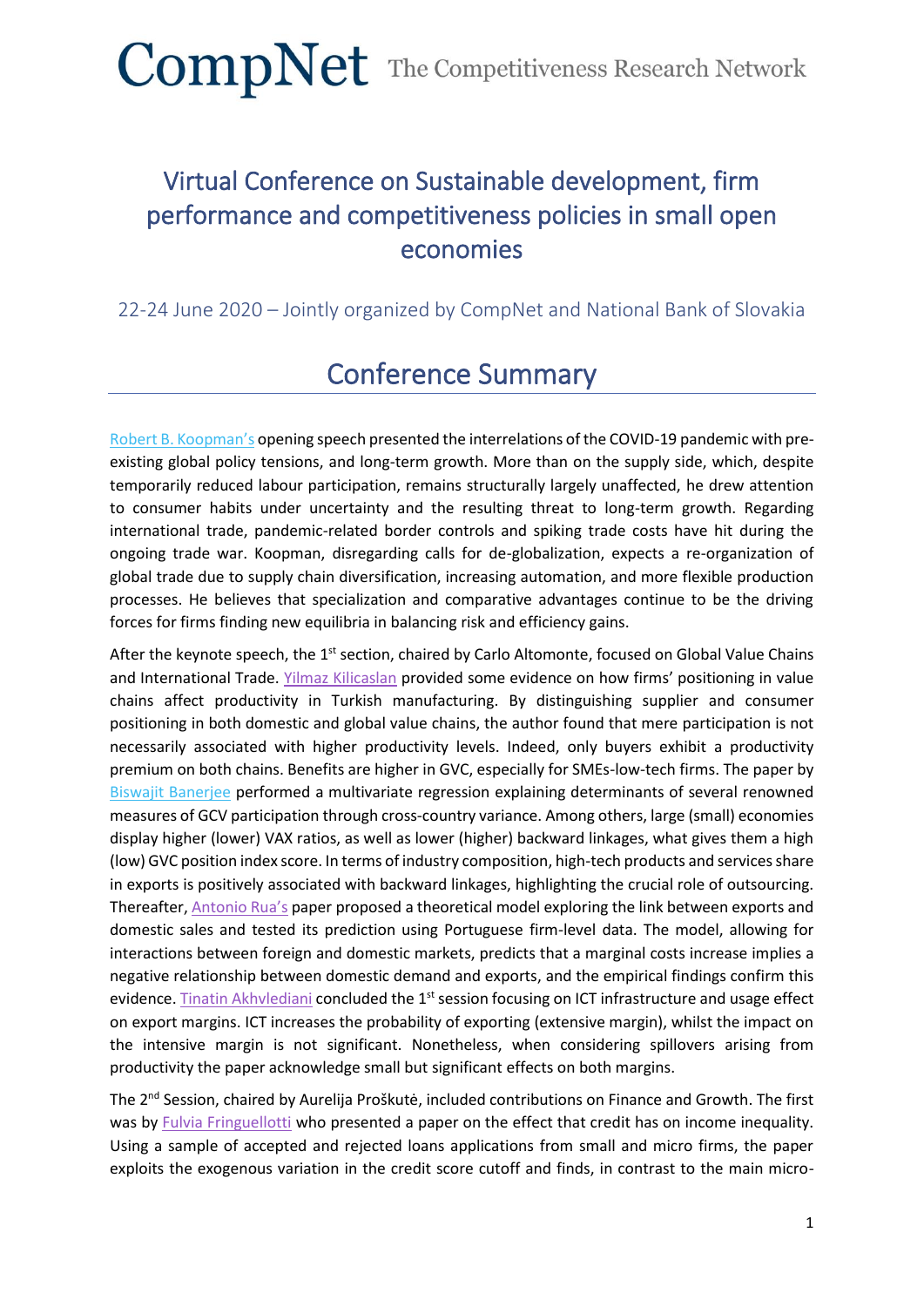# CompNet The Competitiveness Research Network

## Virtual Conference on Sustainable development, firm performance and competitiveness policies in small open economies

22-24 June 2020 – Jointly organized by CompNet and National Bank of Slovakia

## Conference Summary

Robert B. Koopman's opening speech presented the interrelations of the COVID-19 pandemic with pre-existing global policy tensions, and long-term growth. More than on the supply side, which, despite temporarily reduced labour participation, remains structurally largely unaffected, he drew attention to consumer habits under uncertainty and the resulting threat to long-term growth. Regarding international trade, pandemic-related border controls and spiking trade costs have hit during the ongoing trade war. Koopman, disregarding calls for de-globalization, expects a re-organization of global trade due to supply chain diversification, increasing automation, and more flexible production processes. He believes that specialization and comparative advantages continue to be the driving forces for firms finding new equilibria in balancing risk and efficiency gains.

After the keynote speech, the 1st section, chaired by Carlo Altomonte, focused on Global Value Chains and International Trade. Yilmaz Kilicaslan provided some evidence on how firms' positioning in value chains affect productivity in Turkish manufacturing. By distinguishing supplier and consumer positioning in both domestic and global value chains, the author found that mere participation is not necessarily associated with higher productivity levels. Indeed, only buyers exhibit a productivity premium on both chains. Benefits are higher in GVC, especially for SMEs-low-tech firms. The paper by Biswajit Banerjee performed a multivariate regression explaining determinants of several renowned measures of GCV participation through cross-country variance. Among others, large (small) economies display higher (lower) VAX ratios, as well as lower (higher) backward linkages, what gives them a high (low) GVC position index score. In terms of industry composition, high-tech products and services share in exports is positively associated with backward linkages, highlighting the crucial role of outsourcing. Thereafter, Antonio Rua's paper proposed a theoretical model exploring the link between exports and domestic sales and tested its prediction using Portuguese firm-level data. The model, allowing for interactions between foreign and domestic markets, predicts that a marginal costs increase implies a negative relationship between domestic demand and exports, and the empirical findings confirm this evidence. Tinatin Akhvlediani concluded the 1st session focusing on ICT infrastructure and usage effect on export margins. ICT increases the probability of exporting (extensive margin), whilst the impact on the intensive margin is not significant. Nonetheless, when considering spillovers arising from productivity the paper acknowledge small but significant effects on both margins.

The 2nd Session, chaired by Aurelija Proškutė, included contributions on Finance and Growth. The first was by Fulvia Fringuellotti who presented a paper on the effect that credit has on income inequality. Using a sample of accepted and rejected loans applications from small and micro firms, the paper exploits the exogenous variation in the credit score cutoff and finds, in contrast to the main micro-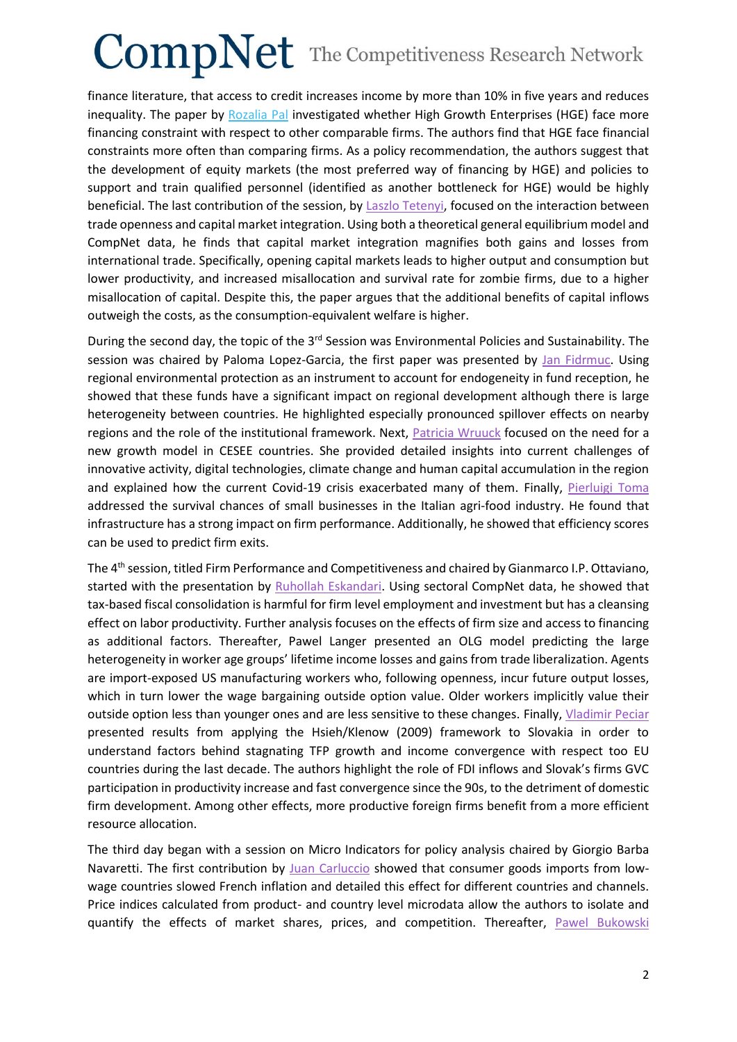finance literature, that access to credit increases income by more than 10% in five years and reduces inequality. The paper by Rozalia Pal investigated whether High Growth Enterprises (HGE) face more financing constraint with respect to other comparable firms. The authors find that HGE face financial constraints more often than comparing firms. As a policy recommendation, the authors suggest that the development of equity markets (the most preferred way of financing by HGE) and policies to support and train qualified personnel (identified as another bottleneck for HGE) would be highly beneficial. The last contribution of the session, by Laszlo Tetenyi, focused on the interaction between trade openness and capital market integration. Using both a theoretical general equilibrium model and CompNet data, he finds that capital market integration magnifies both gains and losses from international trade. Specifically, opening capital markets leads to higher output and consumption but lower productivity, and increased misallocation and survival rate for zombie firms, due to a higher misallocation of capital. Despite this, the paper argues that the additional benefits of capital inflows outweigh the costs, as the consumption-equivalent welfare is higher.

During the second day, the topic of the 3rd Session was Environmental Policies and Sustainability. The session was chaired by Paloma Lopez-Garcia, the first paper was presented by Jan Fidrmuc. Using regional environmental protection as an instrument to account for endogeneity in fund reception, he showed that these funds have a significant impact on regional development although there is large heterogeneity between countries. He highlighted especially pronounced spillover effects on nearby regions and the role of the institutional framework. Next, Patricia Wruuck focused on the need for a new growth model in CESEE countries. She provided detailed insights into current challenges of innovative activity, digital technologies, climate change and human capital accumulation in the region and explained how the current Covid-19 crisis exacerbated many of them. Finally, Pierluigi Toma addressed the survival chances of small businesses in the Italian agri-food industry. He found that infrastructure has a strong impact on firm performance. Additionally, he showed that efficiency scores can be used to predict firm exits.

The 4th session, titled Firm Performance and Competitiveness and chaired by Gianmarco I.P. Ottaviano, started with the presentation by Ruhollah Eskandari. Using sectoral CompNet data, he showed that tax-based fiscal consolidation is harmful for firm level employment and investment but has a cleansing effect on labor productivity. Further analysis focuses on the effects of firm size and access to financing as additional factors. Thereafter, Pawel Langer presented an OLG model predicting the large heterogeneity in worker age groups' lifetime income losses and gains from trade liberalization. Agents are import-exposed US manufacturing workers who, following openness, incur future output losses, which in turn lower the wage bargaining outside option value. Older workers implicitly value their outside option less than younger ones and are less sensitive to these changes. Finally, Vladimir Peciar presented results from applying the Hsieh/Klenow (2009) framework to Slovakia in order to understand factors behind stagnating TFP growth and income convergence with respect too EU countries during the last decade. The authors highlight the role of FDI inflows and Slovak's firms GVC participation in productivity increase and fast convergence since the 90s, to the detriment of domestic firm development. Among other effects, more productive foreign firms benefit from a more efficient resource allocation.

The third day began with a session on Micro Indicators for policy analysis chaired by Giorgio Barba Navaretti. The first contribution by Juan Carluccio showed that consumer goods imports from low-wage countries slowed French inflation and detailed this effect for different countries and channels. Price indices calculated from product- and country level microdata allow the authors to isolate and quantify the effects of market shares, prices, and competition. Thereafter, Pawel Bukowski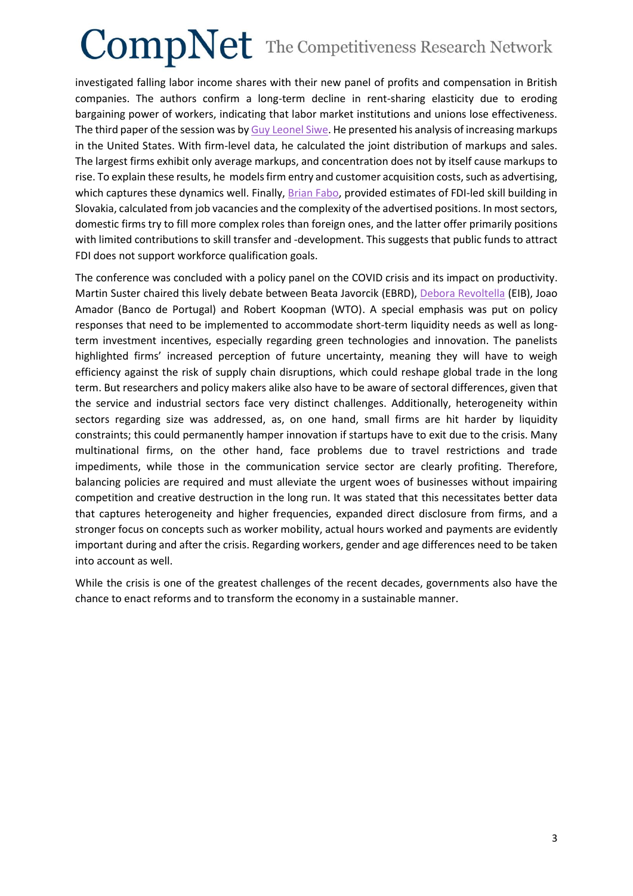investigated falling labor income shares with their new panel of profits and compensation in British companies. The authors confirm a long-term decline in rent-sharing elasticity due to eroding bargaining power of workers, indicating that labor market institutions and unions lose effectiveness. The third paper of the session was by Guy Leonel Siwe. He presented his analysis of increasing markups in the United States. With firm-level data, he calculated the joint distribution of markups and sales. The largest firms exhibit only average markups, and concentration does not by itself cause markups to rise. To explain these results, he models firm entry and customer acquisition costs, such as advertising, which captures these dynamics well. Finally, Brian Fabo, provided estimates of FDI-led skill building in Slovakia, calculated from job vacancies and the complexity of the advertised positions. In most sectors, domestic firms try to fill more complex roles than foreign ones, and the latter offer primarily positions with limited contributions to skill transfer and -development. This suggests that public funds to attract FDI does not support workforce qualification goals.

The conference was concluded with a policy panel on the COVID crisis and its impact on productivity. Martin Suster chaired this lively debate between Beata Javorcik (EBRD), Debora Revoltella (EIB), Joao Amador (Banco de Portugal) and Robert Koopman (WTO). A special emphasis was put on policy responses that need to be implemented to accommodate short-term liquidity needs as well as long-term investment incentives, especially regarding green technologies and innovation. The panelists highlighted firms' increased perception of future uncertainty, meaning they will have to weigh efficiency against the risk of supply chain disruptions, which could reshape global trade in the long term. But researchers and policy makers alike also have to be aware of sectoral differences, given that the service and industrial sectors face very distinct challenges. Additionally, heterogeneity within sectors regarding size was addressed, as, on one hand, small firms are hit harder by liquidity constraints; this could permanently hamper innovation if startups have to exit due to the crisis. Many multinational firms, on the other hand, face problems due to travel restrictions and trade impediments, while those in the communication service sector are clearly profiting. Therefore, balancing policies are required and must alleviate the urgent woes of businesses without impairing competition and creative destruction in the long run. It was stated that this necessitates better data that captures heterogeneity and higher frequencies, expanded direct disclosure from firms, and a stronger focus on concepts such as worker mobility, actual hours worked and payments are evidently important during and after the crisis. Regarding workers, gender and age differences need to be taken into account as well.

While the crisis is one of the greatest challenges of the recent decades, governments also have the chance to enact reforms and to transform the economy in a sustainable manner.